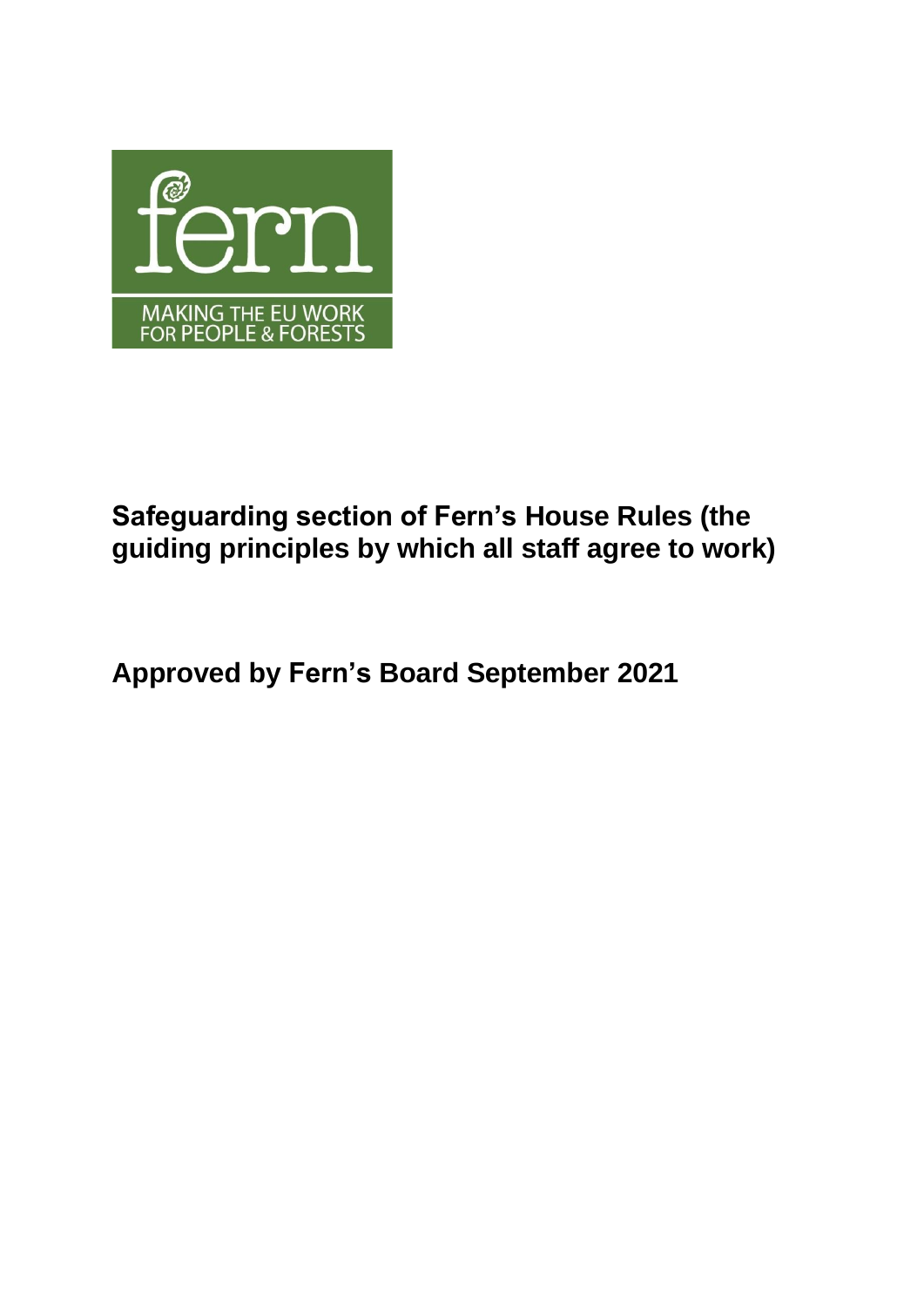fern

MAKING THE EU WORK FOR PEOPLE & FORESTS

# Safeguarding section of Fern's House Rules (the guiding principles by which all staff agree to work)

## Approved by Fern's Board September 2021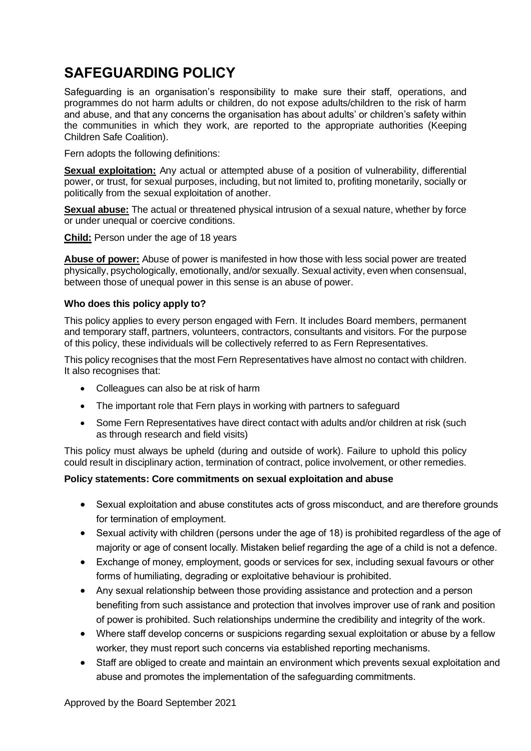# SAFEGUARDING POLICY

Safeguarding is an organisation's responsibility to make sure their staff, operations, and programmes do not harm adults or children, do not expose adults/children to the risk of harm and abuse, and that any concerns the organisation has about adults' or children's safety within the communities in which they work, are reported to the appropriate authorities (Keeping Children Safe Coalition).

Fern adopts the following definitions:

**Sexual exploitation:** Any actual or attempted abuse of a position of vulnerability, differential power, or trust, for sexual purposes, including, but not limited to, profiting monetarily, socially or politically from the sexual exploitation of another.

**Sexual abuse:** The actual or threatened physical intrusion of a sexual nature, whether by force or under unequal or coercive conditions.

**Child:** Person under the age of 18 years

**Abuse of power:** Abuse of power is manifested in how those with less social power are treated physically, psychologically, emotionally, and/or sexually. Sexual activity, even when consensual, between those of unequal power in this sense is an abuse of power.

### Who does this policy apply to?

This policy applies to every person engaged with Fern. It includes Board members, permanent and temporary staff, partners, volunteers, contractors, consultants and visitors. For the purpose of this policy, these individuals will be collectively referred to as Fern Representatives.

This policy recognises that the most Fern Representatives have almost no contact with children. It also recognises that:

- Colleagues can also be at risk of harm
- The important role that Fern plays in working with partners to safeguard
- Some Fern Representatives have direct contact with adults and/or children at risk (such as through research and field visits)

This policy must always be upheld (during and outside of work). Failure to uphold this policy could result in disciplinary action, termination of contract, police involvement, or other remedies.

### Policy statements: Core commitments on sexual exploitation and abuse

- Sexual exploitation and abuse constitutes acts of gross misconduct, and are therefore grounds for termination of employment.
- Sexual activity with children (persons under the age of 18) is prohibited regardless of the age of majority or age of consent locally. Mistaken belief regarding the age of a child is not a defence.
- Exchange of money, employment, goods or services for sex, including sexual favours or other forms of humiliating, degrading or exploitative behaviour is prohibited.
- Any sexual relationship between those providing assistance and protection and a person benefiting from such assistance and protection that involves improver use of rank and position of power is prohibited. Such relationships undermine the credibility and integrity of the work.
- Where staff develop concerns or suspicions regarding sexual exploitation or abuse by a fellow worker, they must report such concerns via established reporting mechanisms.
- Staff are obliged to create and maintain an environment which prevents sexual exploitation and abuse and promotes the implementation of the safeguarding commitments.

Approved by the Board September 2021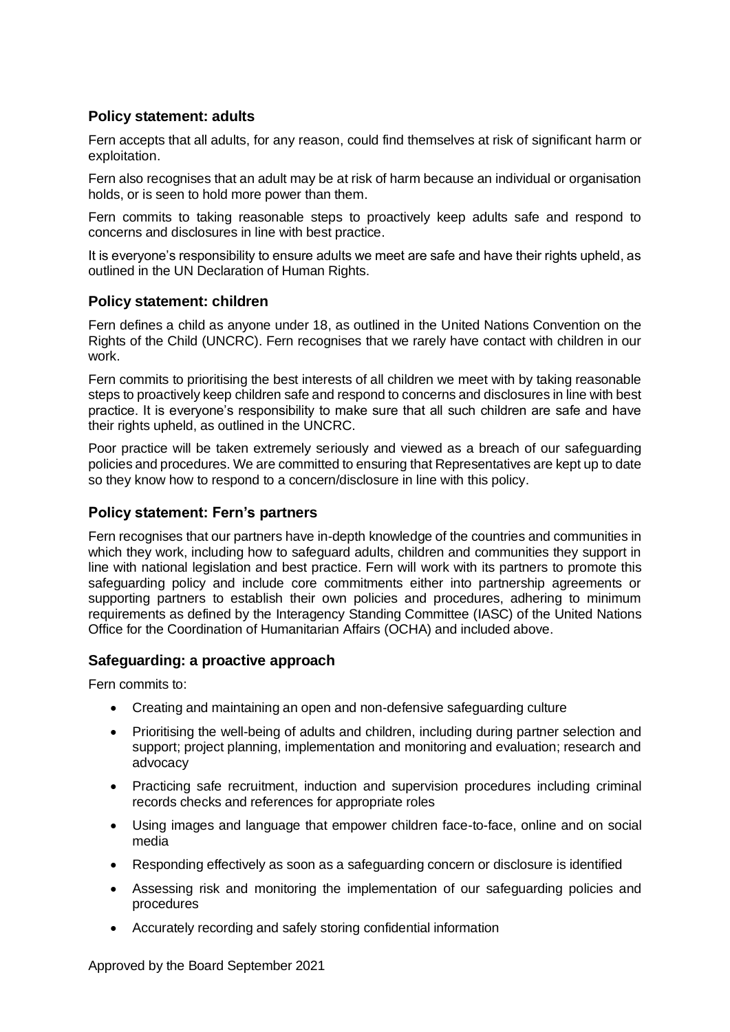### Policy statement: adults

Fern accepts that all adults, for any reason, could find themselves at risk of significant harm or exploitation.

Fern also recognises that an adult may be at risk of harm because an individual or organisation holds, or is seen to hold more power than them.

Fern commits to taking reasonable steps to proactively keep adults safe and respond to concerns and disclosures in line with best practice.

It is everyone's responsibility to ensure adults we meet are safe and have their rights upheld, as outlined in the UN Declaration of Human Rights.

### Policy statement: children

Fern defines a child as anyone under 18, as outlined in the United Nations Convention on the Rights of the Child (UNCRC). Fern recognises that we rarely have contact with children in our work.

Fern commits to prioritising the best interests of all children we meet with by taking reasonable steps to proactively keep children safe and respond to concerns and disclosures in line with best practice. It is everyone's responsibility to make sure that all such children are safe and have their rights upheld, as outlined in the UNCRC.

Poor practice will be taken extremely seriously and viewed as a breach of our safeguarding policies and procedures. We are committed to ensuring that Representatives are kept up to date so they know how to respond to a concern/disclosure in line with this policy.

### Policy statement: Fern's partners

Fern recognises that our partners have in-depth knowledge of the countries and communities in which they work, including how to safeguard adults, children and communities they support in line with national legislation and best practice. Fern will work with its partners to promote this safeguarding policy and include core commitments either into partnership agreements or supporting partners to establish their own policies and procedures, adhering to minimum requirements as defined by the Interagency Standing Committee (IASC) of the United Nations Office for the Coordination of Humanitarian Affairs (OCHA) and included above.

### Safeguarding: a proactive approach

Fern commits to:

- Creating and maintaining an open and non-defensive safeguarding culture
- Prioritising the well-being of adults and children, including during partner selection and support; project planning, implementation and monitoring and evaluation; research and advocacy
- Practicing safe recruitment, induction and supervision procedures including criminal records checks and references for appropriate roles
- Using images and language that empower children face-to-face, online and on social media
- Responding effectively as soon as a safeguarding concern or disclosure is identified
- Assessing risk and monitoring the implementation of our safeguarding policies and procedures
- Accurately recording and safely storing confidential information

Approved by the Board September 2021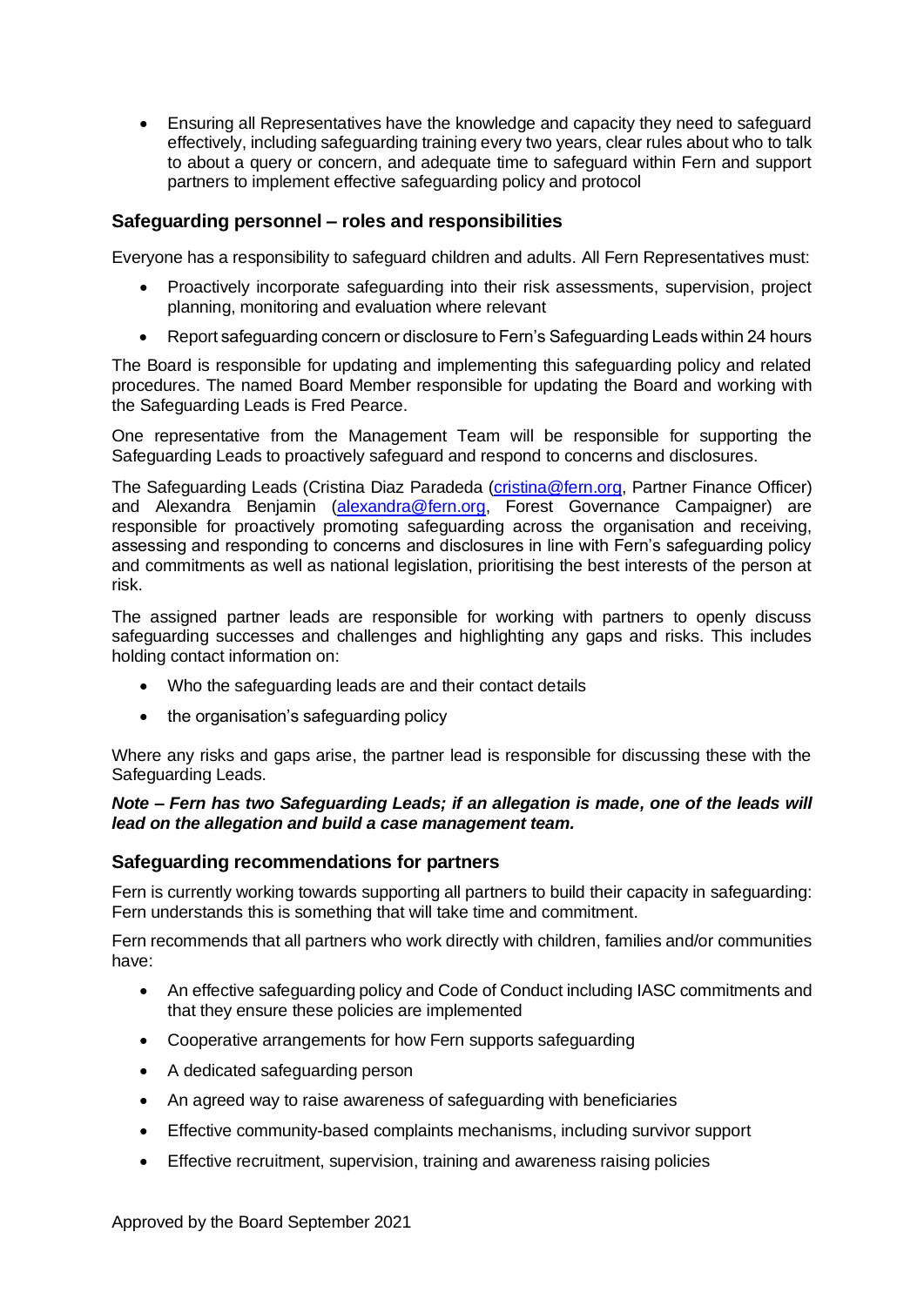- Ensuring all Representatives have the knowledge and capacity they need to safeguard effectively, including safeguarding training every two years, clear rules about who to talk to about a query or concern, and adequate time to safeguard within Fern and support partners to implement effective safeguarding policy and protocol

### Safeguarding personnel – roles and responsibilities

Everyone has a responsibility to safeguard children and adults. All Fern Representatives must:

- Proactively incorporate safeguarding into their risk assessments, supervision, project planning, monitoring and evaluation where relevant
- Report safeguarding concern or disclosure to Fern's Safeguarding Leads within 24 hours

The Board is responsible for updating and implementing this safeguarding policy and related procedures. The named Board Member responsible for updating the Board and working with the Safeguarding Leads is Fred Pearce.

One representative from the Management Team will be responsible for supporting the Safeguarding Leads to proactively safeguard and respond to concerns and disclosures.

The Safeguarding Leads (Cristina Diaz Paradeda (cristina@fern.org, Partner Finance Officer) and Alexandra Benjamin (alexandra@fern.org, Forest Governance Campaigner) are responsible for proactively promoting safeguarding across the organisation and receiving, assessing and responding to concerns and disclosures in line with Fern's safeguarding policy and commitments as well as national legislation, prioritising the best interests of the person at risk.

The assigned partner leads are responsible for working with partners to openly discuss safeguarding successes and challenges and highlighting any gaps and risks. This includes holding contact information on:

- Who the safeguarding leads are and their contact details
- the organisation's safeguarding policy

Where any risks and gaps arise, the partner lead is responsible for discussing these with the Safeguarding Leads.

***Note – Fern has two Safeguarding Leads; if an allegation is made, one of the leads will lead on the allegation and build a case management team.***

### Safeguarding recommendations for partners

Fern is currently working towards supporting all partners to build their capacity in safeguarding: Fern understands this is something that will take time and commitment.

Fern recommends that all partners who work directly with children, families and/or communities have:

- An effective safeguarding policy and Code of Conduct including IASC commitments and that they ensure these policies are implemented
- Cooperative arrangements for how Fern supports safeguarding
- A dedicated safeguarding person
- An agreed way to raise awareness of safeguarding with beneficiaries
- Effective community-based complaints mechanisms, including survivor support
- Effective recruitment, supervision, training and awareness raising policies

Approved by the Board September 2021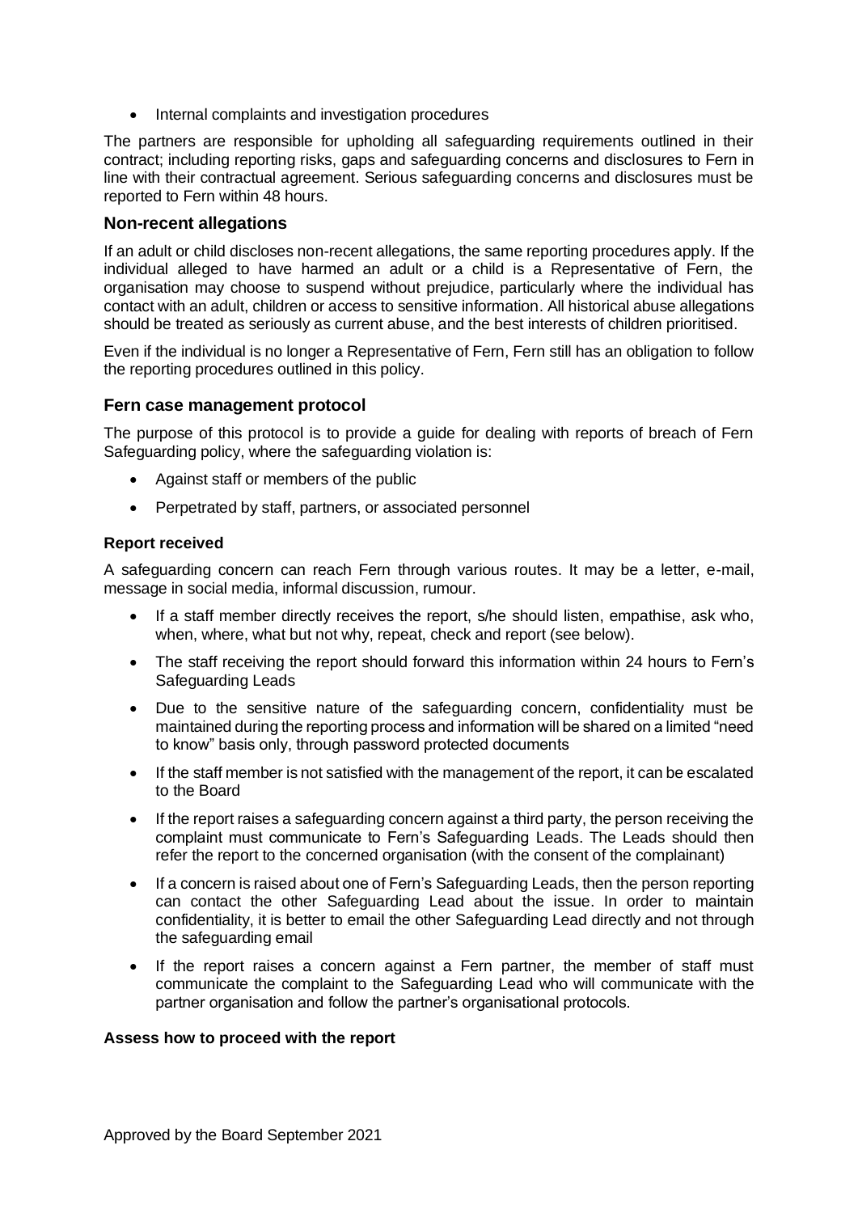- Internal complaints and investigation procedures

The partners are responsible for upholding all safeguarding requirements outlined in their contract; including reporting risks, gaps and safeguarding concerns and disclosures to Fern in line with their contractual agreement. Serious safeguarding concerns and disclosures must be reported to Fern within 48 hours.

## Non-recent allegations

If an adult or child discloses non-recent allegations, the same reporting procedures apply. If the individual alleged to have harmed an adult or a child is a Representative of Fern, the organisation may choose to suspend without prejudice, particularly where the individual has contact with an adult, children or access to sensitive information. All historical abuse allegations should be treated as seriously as current abuse, and the best interests of children prioritised.

Even if the individual is no longer a Representative of Fern, Fern still has an obligation to follow the reporting procedures outlined in this policy.

## Fern case management protocol

The purpose of this protocol is to provide a guide for dealing with reports of breach of Fern Safeguarding policy, where the safeguarding violation is:

- Against staff or members of the public
- Perpetrated by staff, partners, or associated personnel

### Report received

A safeguarding concern can reach Fern through various routes. It may be a letter, e-mail, message in social media, informal discussion, rumour.

- If a staff member directly receives the report, s/he should listen, empathise, ask who, when, where, what but not why, repeat, check and report (see below).
- The staff receiving the report should forward this information within 24 hours to Fern's Safeguarding Leads
- Due to the sensitive nature of the safeguarding concern, confidentiality must be maintained during the reporting process and information will be shared on a limited "need to know" basis only, through password protected documents
- If the staff member is not satisfied with the management of the report, it can be escalated to the Board
- If the report raises a safeguarding concern against a third party, the person receiving the complaint must communicate to Fern's Safeguarding Leads. The Leads should then refer the report to the concerned organisation (with the consent of the complainant)
- If a concern is raised about one of Fern's Safeguarding Leads, then the person reporting can contact the other Safeguarding Lead about the issue. In order to maintain confidentiality, it is better to email the other Safeguarding Lead directly and not through the safeguarding email
- If the report raises a concern against a Fern partner, the member of staff must communicate the complaint to the Safeguarding Lead who will communicate with the partner organisation and follow the partner's organisational protocols.

### Assess how to proceed with the report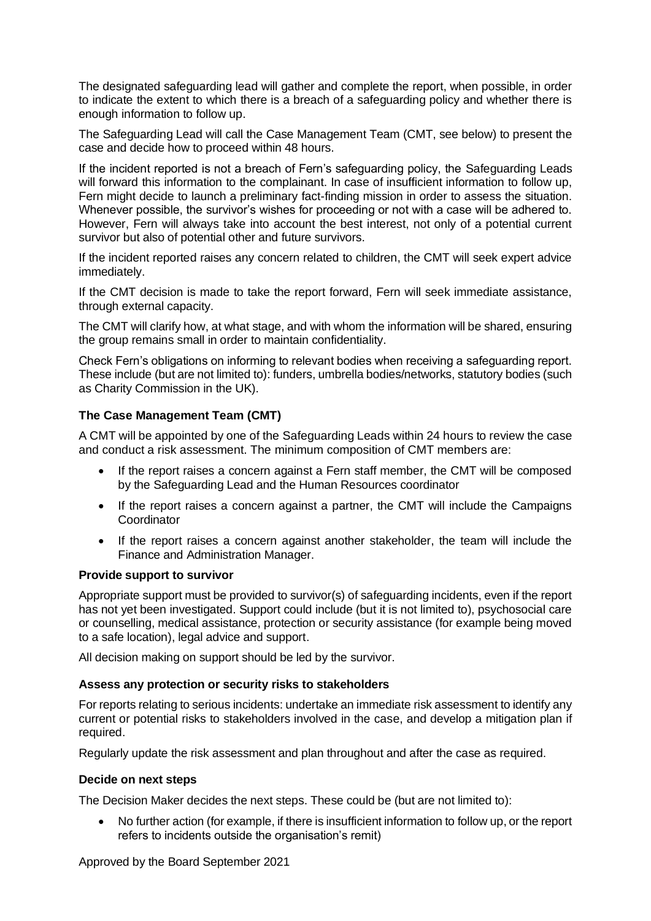The designated safeguarding lead will gather and complete the report, when possible, in order to indicate the extent to which there is a breach of a safeguarding policy and whether there is enough information to follow up.

The Safeguarding Lead will call the Case Management Team (CMT, see below) to present the case and decide how to proceed within 48 hours.

If the incident reported is not a breach of Fern's safeguarding policy, the Safeguarding Leads will forward this information to the complainant. In case of insufficient information to follow up, Fern might decide to launch a preliminary fact-finding mission in order to assess the situation. Whenever possible, the survivor's wishes for proceeding or not with a case will be adhered to. However, Fern will always take into account the best interest, not only of a potential current survivor but also of potential other and future survivors.

If the incident reported raises any concern related to children, the CMT will seek expert advice immediately.

If the CMT decision is made to take the report forward, Fern will seek immediate assistance, through external capacity.

The CMT will clarify how, at what stage, and with whom the information will be shared, ensuring the group remains small in order to maintain confidentiality.

Check Fern's obligations on informing to relevant bodies when receiving a safeguarding report. These include (but are not limited to): funders, umbrella bodies/networks, statutory bodies (such as Charity Commission in the UK).

**The Case Management Team (CMT)**

A CMT will be appointed by one of the Safeguarding Leads within 24 hours to review the case and conduct a risk assessment. The minimum composition of CMT members are:

- If the report raises a concern against a Fern staff member, the CMT will be composed by the Safeguarding Lead and the Human Resources coordinator
- If the report raises a concern against a partner, the CMT will include the Campaigns Coordinator
- If the report raises a concern against another stakeholder, the team will include the Finance and Administration Manager.

**Provide support to survivor**

Appropriate support must be provided to survivor(s) of safeguarding incidents, even if the report has not yet been investigated. Support could include (but it is not limited to), psychosocial care or counselling, medical assistance, protection or security assistance (for example being moved to a safe location), legal advice and support.

All decision making on support should be led by the survivor.

**Assess any protection or security risks to stakeholders**

For reports relating to serious incidents: undertake an immediate risk assessment to identify any current or potential risks to stakeholders involved in the case, and develop a mitigation plan if required.

Regularly update the risk assessment and plan throughout and after the case as required.

**Decide on next steps**

The Decision Maker decides the next steps. These could be (but are not limited to):

- No further action (for example, if there is insufficient information to follow up, or the report refers to incidents outside the organisation's remit)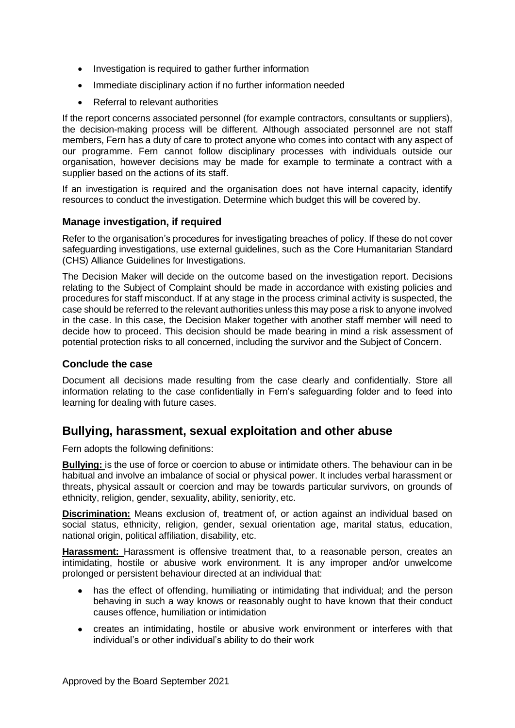- Investigation is required to gather further information
- Immediate disciplinary action if no further information needed
- Referral to relevant authorities

If the report concerns associated personnel (for example contractors, consultants or suppliers), the decision-making process will be different. Although associated personnel are not staff members, Fern has a duty of care to protect anyone who comes into contact with any aspect of our programme. Fern cannot follow disciplinary processes with individuals outside our organisation, however decisions may be made for example to terminate a contract with a supplier based on the actions of its staff.

If an investigation is required and the organisation does not have internal capacity, identify resources to conduct the investigation. Determine which budget this will be covered by.

### Manage investigation, if required

Refer to the organisation's procedures for investigating breaches of policy. If these do not cover safeguarding investigations, use external guidelines, such as the Core Humanitarian Standard (CHS) Alliance Guidelines for Investigations.

The Decision Maker will decide on the outcome based on the investigation report. Decisions relating to the Subject of Complaint should be made in accordance with existing policies and procedures for staff misconduct. If at any stage in the process criminal activity is suspected, the case should be referred to the relevant authorities unless this may pose a risk to anyone involved in the case. In this case, the Decision Maker together with another staff member will need to decide how to proceed. This decision should be made bearing in mind a risk assessment of potential protection risks to all concerned, including the survivor and the Subject of Concern.

### Conclude the case

Document all decisions made resulting from the case clearly and confidentially. Store all information relating to the case confidentially in Fern's safeguarding folder and to feed into learning for dealing with future cases.

## Bullying, harassment, sexual exploitation and other abuse

Fern adopts the following definitions:

**Bullying:** is the use of force or coercion to abuse or intimidate others. The behaviour can in be habitual and involve an imbalance of social or physical power. It includes verbal harassment or threats, physical assault or coercion and may be towards particular survivors, on grounds of ethnicity, religion, gender, sexuality, ability, seniority, etc.

**Discrimination:** Means exclusion of, treatment of, or action against an individual based on social status, ethnicity, religion, gender, sexual orientation age, marital status, education, national origin, political affiliation, disability, etc.

**Harassment:** Harassment is offensive treatment that, to a reasonable person, creates an intimidating, hostile or abusive work environment. It is any improper and/or unwelcome prolonged or persistent behaviour directed at an individual that:

- has the effect of offending, humiliating or intimidating that individual; and the person behaving in such a way knows or reasonably ought to have known that their conduct causes offence, humiliation or intimidation
- creates an intimidating, hostile or abusive work environment or interferes with that individual's or other individual's ability to do their work

Approved by the Board September 2021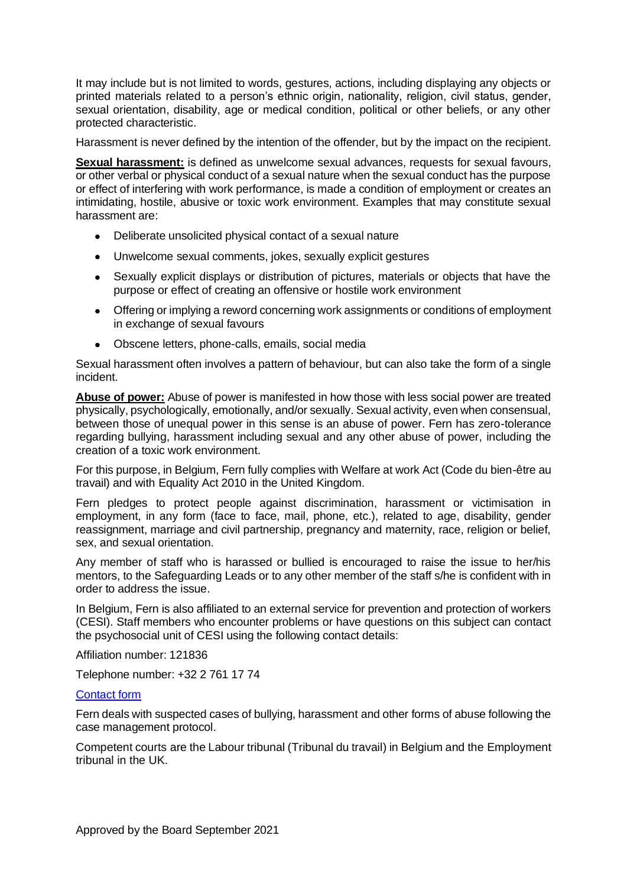It may include but is not limited to words, gestures, actions, including displaying any objects or printed materials related to a person's ethnic origin, nationality, religion, civil status, gender, sexual orientation, disability, age or medical condition, political or other beliefs, or any other protected characteristic.

Harassment is never defined by the intention of the offender, but by the impact on the recipient.

**Sexual harassment:** is defined as unwelcome sexual advances, requests for sexual favours, or other verbal or physical conduct of a sexual nature when the sexual conduct has the purpose or effect of interfering with work performance, is made a condition of employment or creates an intimidating, hostile, abusive or toxic work environment. Examples that may constitute sexual harassment are:

- Deliberate unsolicited physical contact of a sexual nature
- Unwelcome sexual comments, jokes, sexually explicit gestures
- Sexually explicit displays or distribution of pictures, materials or objects that have the purpose or effect of creating an offensive or hostile work environment
- Offering or implying a reword concerning work assignments or conditions of employment in exchange of sexual favours
- Obscene letters, phone-calls, emails, social media

Sexual harassment often involves a pattern of behaviour, but can also take the form of a single incident.

**Abuse of power:** Abuse of power is manifested in how those with less social power are treated physically, psychologically, emotionally, and/or sexually. Sexual activity, even when consensual, between those of unequal power in this sense is an abuse of power. Fern has zero-tolerance regarding bullying, harassment including sexual and any other abuse of power, including the creation of a toxic work environment.

For this purpose, in Belgium, Fern fully complies with Welfare at work Act (Code du bien-être au travail) and with Equality Act 2010 in the United Kingdom.

Fern pledges to protect people against discrimination, harassment or victimisation in employment, in any form (face to face, mail, phone, etc.), related to age, disability, gender reassignment, marriage and civil partnership, pregnancy and maternity, race, religion or belief, sex, and sexual orientation.

Any member of staff who is harassed or bullied is encouraged to raise the issue to her/his mentors, to the Safeguarding Leads or to any other member of the staff s/he is confident with in order to address the issue.

In Belgium, Fern is also affiliated to an external service for prevention and protection of workers (CESI). Staff members who encounter problems or have questions on this subject can contact the psychosocial unit of CESI using the following contact details:

Affiliation number: 121836

Telephone number: +32 2 761 17 74

Contact form

Fern deals with suspected cases of bullying, harassment and other forms of abuse following the case management protocol.

Competent courts are the Labour tribunal (Tribunal du travail) in Belgium and the Employment tribunal in the UK.

Approved by the Board September 2021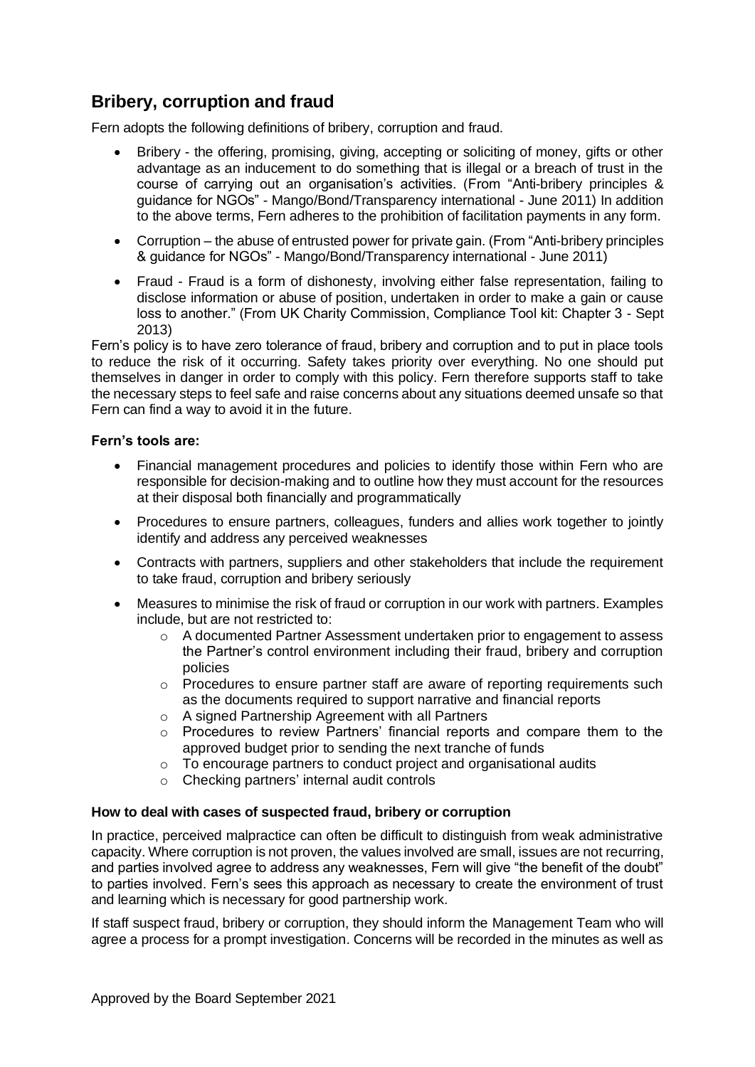## Bribery, corruption and fraud

Fern adopts the following definitions of bribery, corruption and fraud.

- Bribery - the offering, promising, giving, accepting or soliciting of money, gifts or other advantage as an inducement to do something that is illegal or a breach of trust in the course of carrying out an organisation's activities. (From "Anti-bribery principles & guidance for NGOs" - Mango/Bond/Transparency international - June 2011) In addition to the above terms, Fern adheres to the prohibition of facilitation payments in any form.
- Corruption – the abuse of entrusted power for private gain. (From "Anti-bribery principles & guidance for NGOs" - Mango/Bond/Transparency international - June 2011)
- Fraud - Fraud is a form of dishonesty, involving either false representation, failing to disclose information or abuse of position, undertaken in order to make a gain or cause loss to another." (From UK Charity Commission, Compliance Tool kit: Chapter 3 - Sept 2013)

Fern's policy is to have zero tolerance of fraud, bribery and corruption and to put in place tools to reduce the risk of it occurring. Safety takes priority over everything. No one should put themselves in danger in order to comply with this policy. Fern therefore supports staff to take the necessary steps to feel safe and raise concerns about any situations deemed unsafe so that Fern can find a way to avoid it in the future.

**Fern's tools are:**

- Financial management procedures and policies to identify those within Fern who are responsible for decision-making and to outline how they must account for the resources at their disposal both financially and programmatically
- Procedures to ensure partners, colleagues, funders and allies work together to jointly identify and address any perceived weaknesses
- Contracts with partners, suppliers and other stakeholders that include the requirement to take fraud, corruption and bribery seriously
- Measures to minimise the risk of fraud or corruption in our work with partners. Examples include, but are not restricted to:
  - A documented Partner Assessment undertaken prior to engagement to assess the Partner's control environment including their fraud, bribery and corruption policies
  - Procedures to ensure partner staff are aware of reporting requirements such as the documents required to support narrative and financial reports
  - A signed Partnership Agreement with all Partners
  - Procedures to review Partners' financial reports and compare them to the approved budget prior to sending the next tranche of funds
  - To encourage partners to conduct project and organisational audits
  - Checking partners' internal audit controls

**How to deal with cases of suspected fraud, bribery or corruption**

In practice, perceived malpractice can often be difficult to distinguish from weak administrative capacity. Where corruption is not proven, the values involved are small, issues are not recurring, and parties involved agree to address any weaknesses, Fern will give "the benefit of the doubt" to parties involved. Fern's sees this approach as necessary to create the environment of trust and learning which is necessary for good partnership work.

If staff suspect fraud, bribery or corruption, they should inform the Management Team who will agree a process for a prompt investigation. Concerns will be recorded in the minutes as well as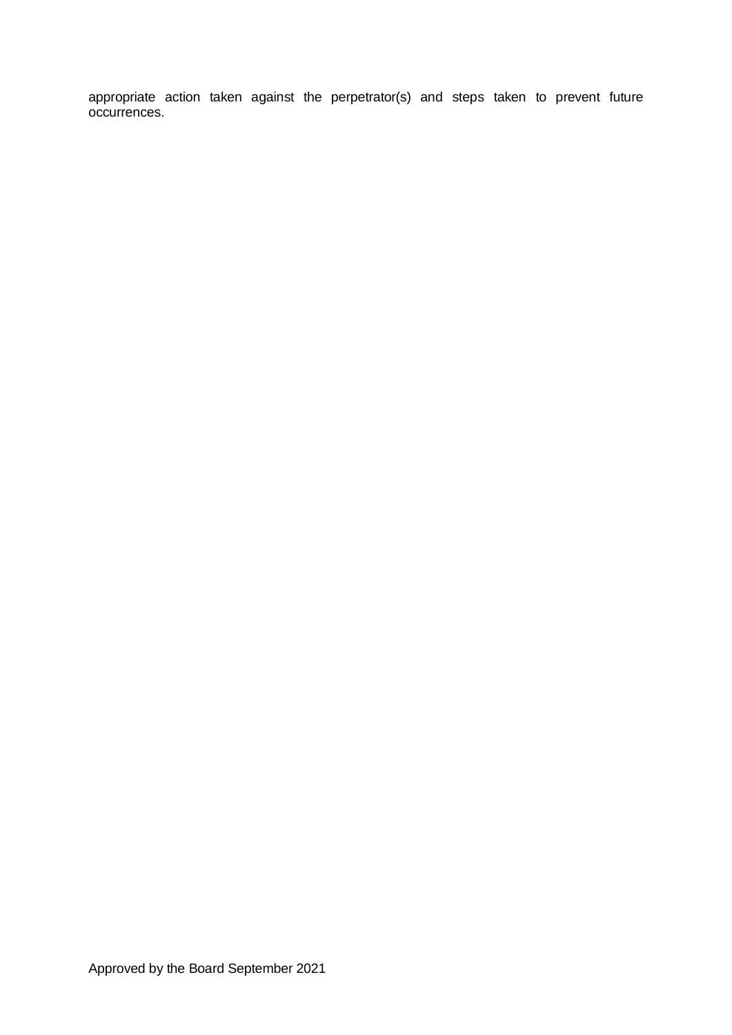appropriate action taken against the perpetrator(s) and steps taken to prevent future occurrences.

Approved by the Board September 2021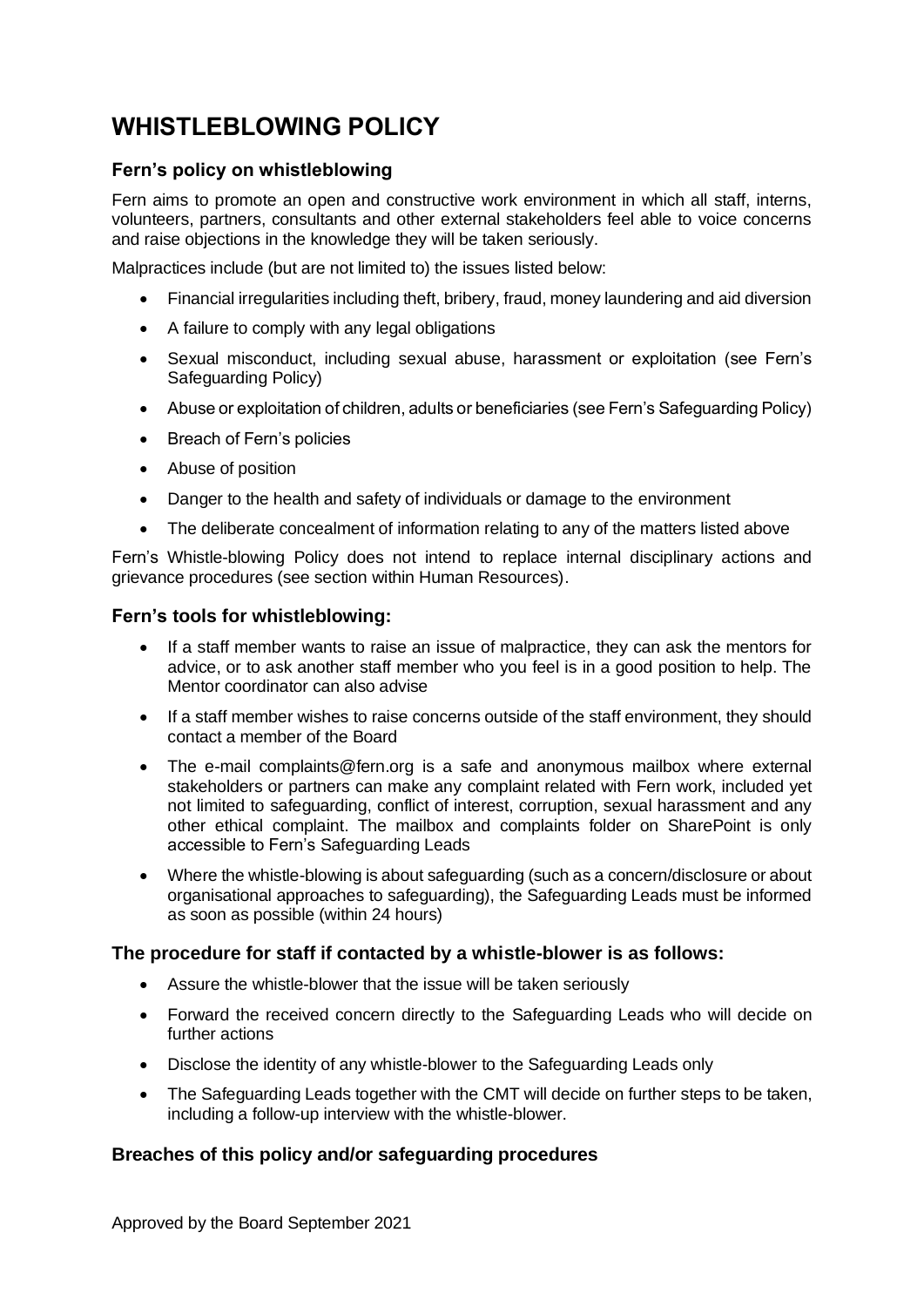# WHISTLEBLOWING POLICY

### Fern's policy on whistleblowing

Fern aims to promote an open and constructive work environment in which all staff, interns, volunteers, partners, consultants and other external stakeholders feel able to voice concerns and raise objections in the knowledge they will be taken seriously.

Malpractices include (but are not limited to) the issues listed below:

- Financial irregularities including theft, bribery, fraud, money laundering and aid diversion
- A failure to comply with any legal obligations
- Sexual misconduct, including sexual abuse, harassment or exploitation (see Fern's Safeguarding Policy)
- Abuse or exploitation of children, adults or beneficiaries (see Fern's Safeguarding Policy)
- Breach of Fern's policies
- Abuse of position
- Danger to the health and safety of individuals or damage to the environment
- The deliberate concealment of information relating to any of the matters listed above

Fern's Whistle-blowing Policy does not intend to replace internal disciplinary actions and grievance procedures (see section within Human Resources).

### Fern's tools for whistleblowing:

- If a staff member wants to raise an issue of malpractice, they can ask the mentors for advice, or to ask another staff member who you feel is in a good position to help. The Mentor coordinator can also advise
- If a staff member wishes to raise concerns outside of the staff environment, they should contact a member of the Board
- The e-mail complaints@fern.org is a safe and anonymous mailbox where external stakeholders or partners can make any complaint related with Fern work, included yet not limited to safeguarding, conflict of interest, corruption, sexual harassment and any other ethical complaint. The mailbox and complaints folder on SharePoint is only accessible to Fern's Safeguarding Leads
- Where the whistle-blowing is about safeguarding (such as a concern/disclosure or about organisational approaches to safeguarding), the Safeguarding Leads must be informed as soon as possible (within 24 hours)

### The procedure for staff if contacted by a whistle-blower is as follows:

- Assure the whistle-blower that the issue will be taken seriously
- Forward the received concern directly to the Safeguarding Leads who will decide on further actions
- Disclose the identity of any whistle-blower to the Safeguarding Leads only
- The Safeguarding Leads together with the CMT will decide on further steps to be taken, including a follow-up interview with the whistle-blower.

### Breaches of this policy and/or safeguarding procedures

Approved by the Board September 2021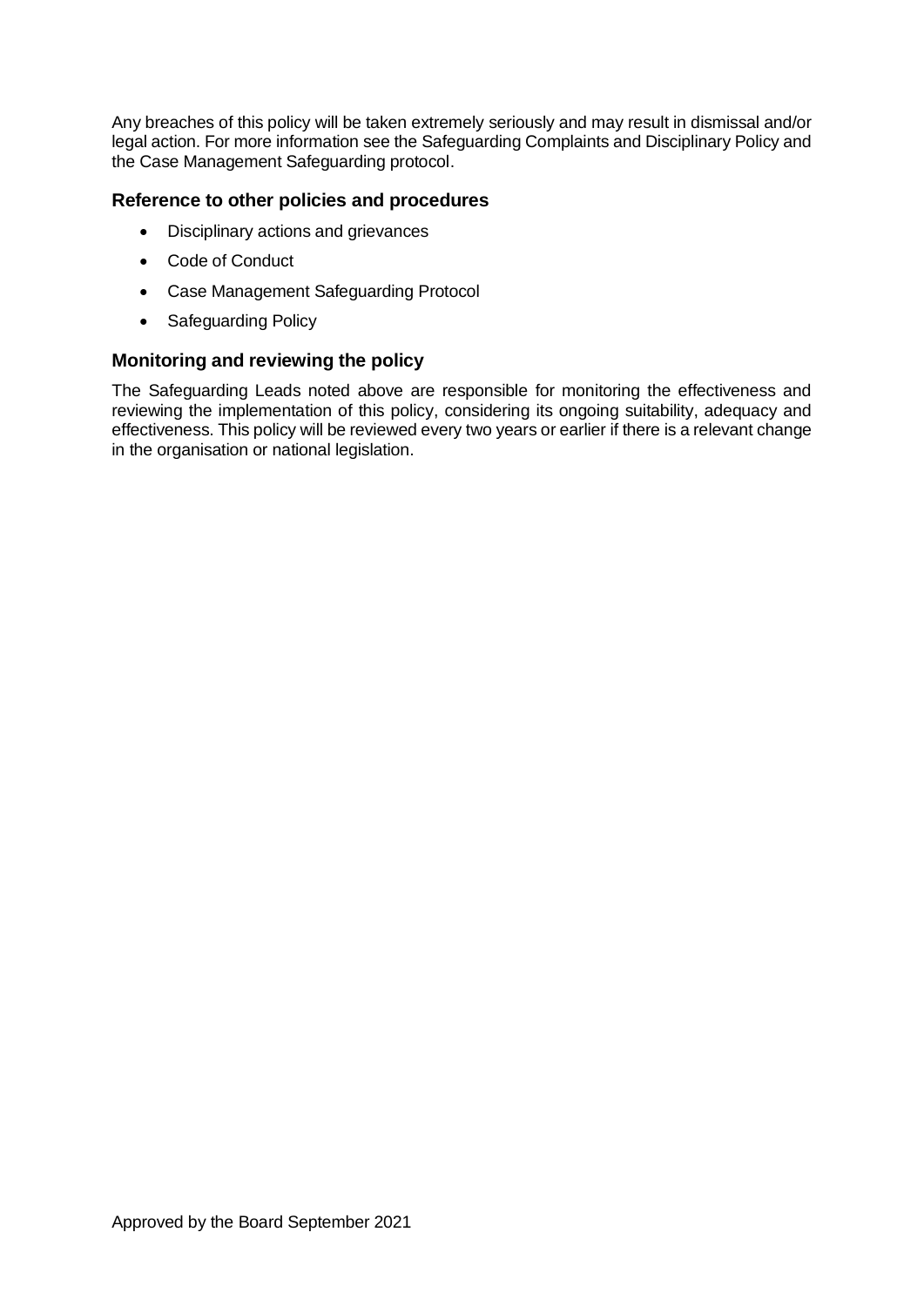Any breaches of this policy will be taken extremely seriously and may result in dismissal and/or legal action. For more information see the Safeguarding Complaints and Disciplinary Policy and the Case Management Safeguarding protocol.

### Reference to other policies and procedures

- Disciplinary actions and grievances
- Code of Conduct
- Case Management Safeguarding Protocol
- Safeguarding Policy

### Monitoring and reviewing the policy

The Safeguarding Leads noted above are responsible for monitoring the effectiveness and reviewing the implementation of this policy, considering its ongoing suitability, adequacy and effectiveness. This policy will be reviewed every two years or earlier if there is a relevant change in the organisation or national legislation.

Approved by the Board September 2021